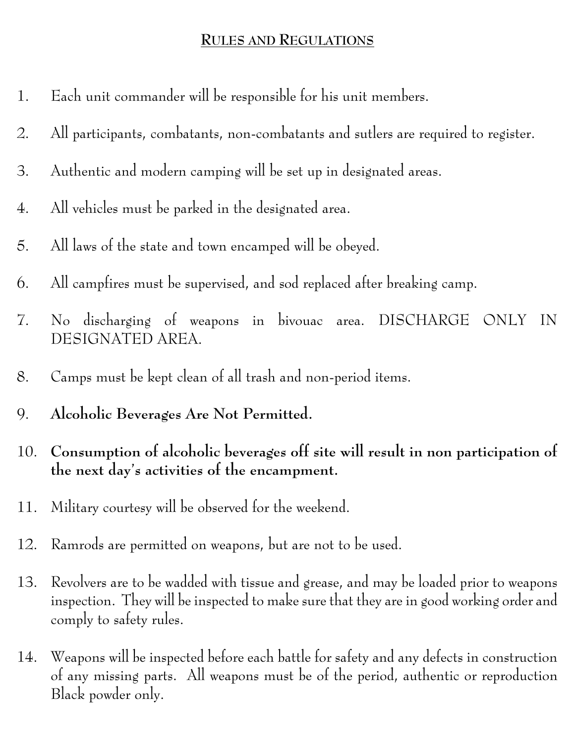## RULES AND REGULATIONS

1. Each unit commander will be responsible for his unit members.
2. All participants, combatants, non-combatants and sutlers are required to register.
3. Authentic and modern camping will be set up in designated areas.
4. All vehicles must be parked in the designated area.
5. All laws of the state and town encamped will be obeyed.
6. All campfires must be supervised, and sod replaced after breaking camp.
7. No discharging of weapons in bivouac area. DISCHARGE ONLY IN DESIGNATED AREA.
8. Camps must be kept clean of all trash and non-period items.
9. **Alcoholic Beverages Are Not Permitted.**
10. **Consumption of alcoholic beverages off site will result in non participation of the next day's activities of the encampment.**
11. Military courtesy will be observed for the weekend.
12. Ramrods are permitted on weapons, but are not to be used.
13. Revolvers are to be wadded with tissue and grease, and may be loaded prior to weapons inspection. They will be inspected to make sure that they are in good working order and comply to safety rules.
14. Weapons will be inspected before each battle for safety and any defects in construction of any missing parts. All weapons must be of the period, authentic or reproduction Black powder only.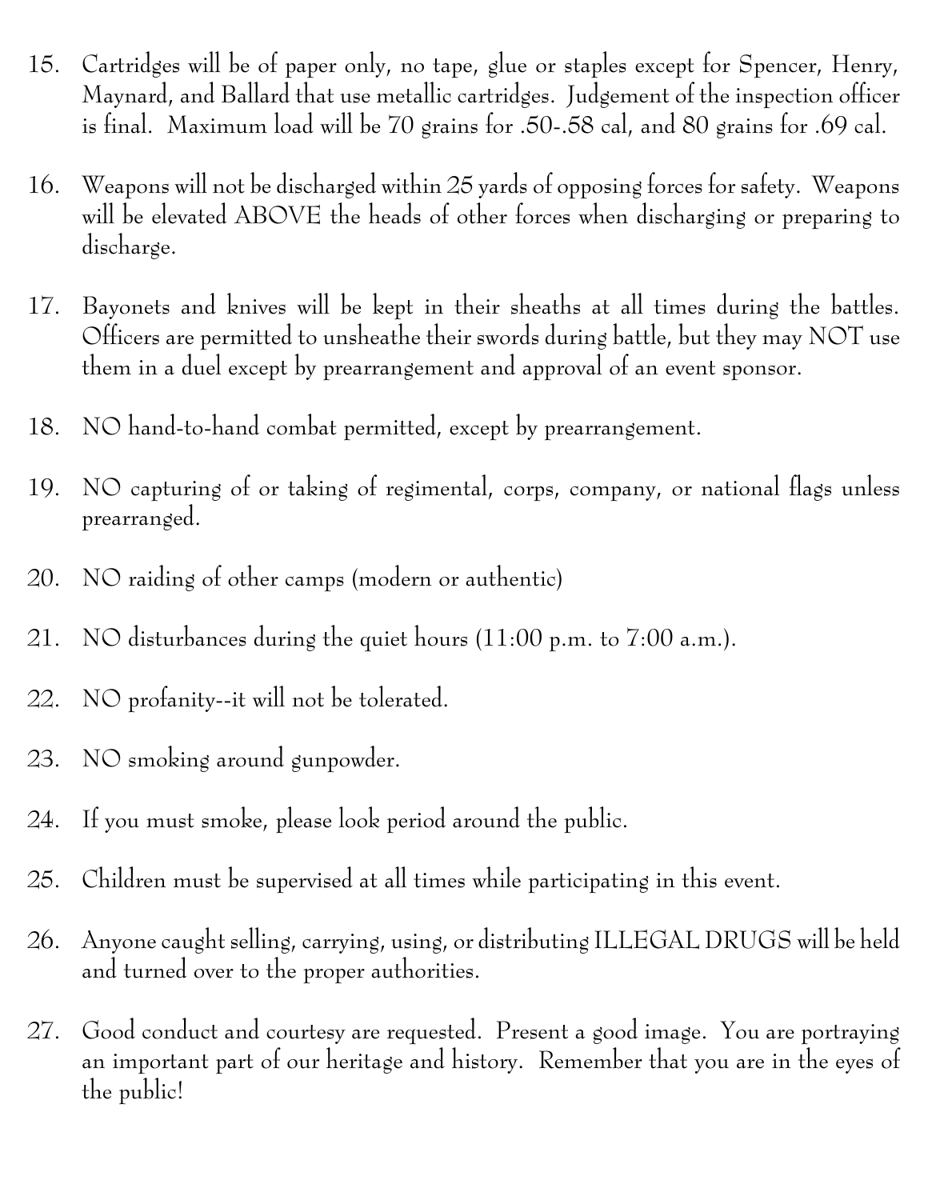15. Cartridges will be of paper only, no tape, glue or staples except for Spencer, Henry, Maynard, and Ballard that use metallic cartridges. Judgement of the inspection officer is final. Maximum load will be 70 grains for .50-.58 cal, and 80 grains for .69 cal.

16. Weapons will not be discharged within 25 yards of opposing forces for safety. Weapons will be elevated ABOVE the heads of other forces when discharging or preparing to discharge.

17. Bayonets and knives will be kept in their sheaths at all times during the battles. Officers are permitted to unsheathe their swords during battle, but they may NOT use them in a duel except by prearrangement and approval of an event sponsor.

18. NO hand-to-hand combat permitted, except by prearrangement.

19. NO capturing of or taking of regimental, corps, company, or national flags unless prearranged.

20. NO raiding of other camps (modern or authentic)

21. NO disturbances during the quiet hours (11:00 p.m. to 7:00 a.m.).

22. NO profanity--it will not be tolerated.

23. NO smoking around gunpowder.

24. If you must smoke, please look period around the public.

25. Children must be supervised at all times while participating in this event.

26. Anyone caught selling, carrying, using, or distributing ILLEGAL DRUGS will be held and turned over to the proper authorities.

27. Good conduct and courtesy are requested. Present a good image. You are portraying an important part of our heritage and history. Remember that you are in the eyes of the public!